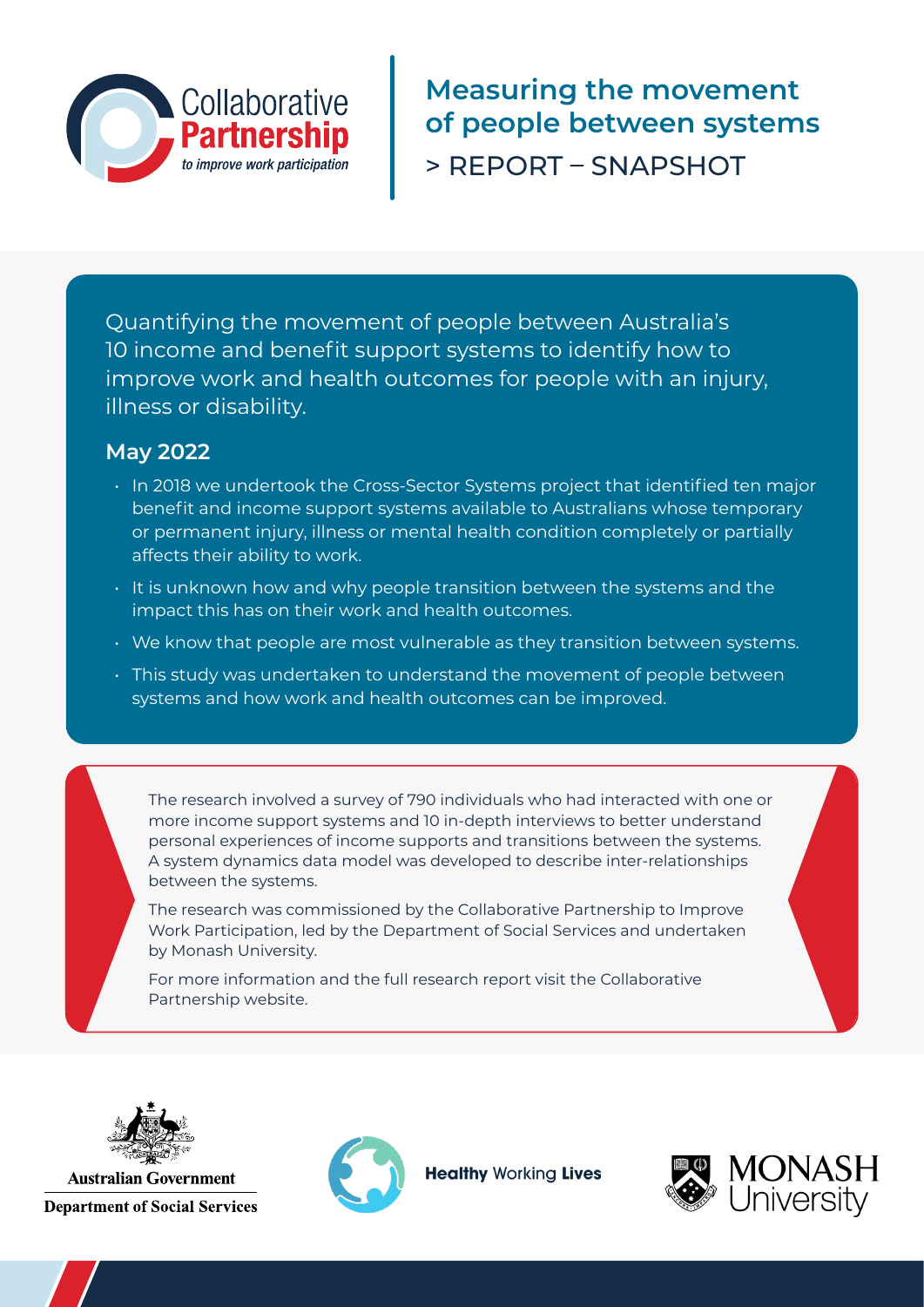Collaborative Partnership *to improve work participation*

# Measuring the movement of people between systems

> REPORT – SNAPSHOT

Quantifying the movement of people between Australia's 10 income and benefit support systems to identify how to improve work and health outcomes for people with an injury, illness or disability.

## May 2022

- In 2018 we undertook the Cross-Sector Systems project that identified ten major benefit and income support systems available to Australians whose temporary or permanent injury, illness or mental health condition completely or partially affects their ability to work.
- It is unknown how and why people transition between the systems and the impact this has on their work and health outcomes.
- We know that people are most vulnerable as they transition between systems.
- This study was undertaken to understand the movement of people between systems and how work and health outcomes can be improved.

The research involved a survey of 790 individuals who had interacted with one or more income support systems and 10 in-depth interviews to better understand personal experiences of income supports and transitions between the systems. A system dynamics data model was developed to describe inter-relationships between the systems.

The research was commissioned by the Collaborative Partnership to Improve Work Participation, led by the Department of Social Services and undertaken by Monash University.

For more information and the full research report visit the Collaborative Partnership website.

Australian Government
Department of Social Services

Healthy Working Lives

MONASH University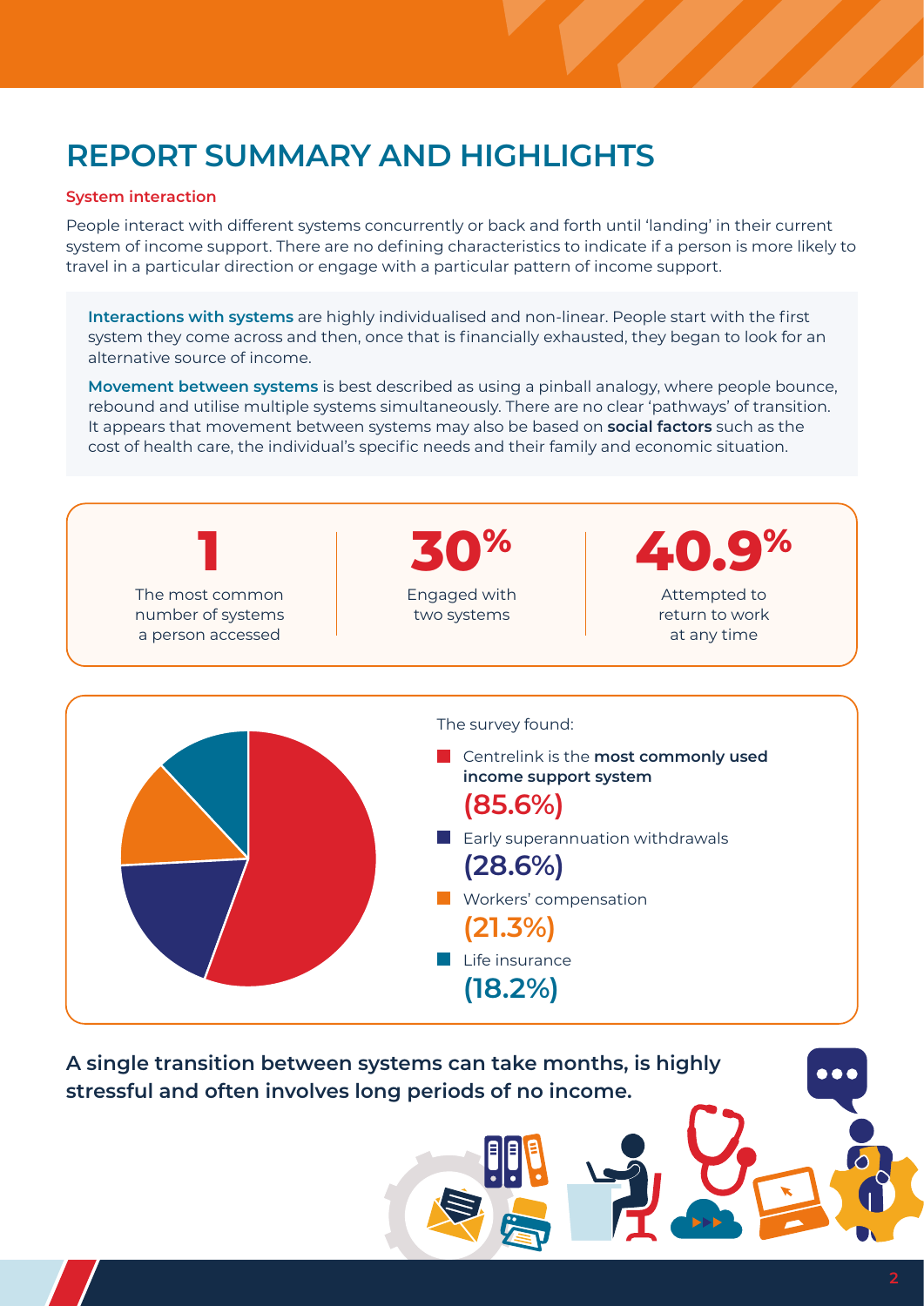# REPORT SUMMARY AND HIGHLIGHTS

### System interaction

People interact with different systems concurrently or back and forth until 'landing' in their current system of income support. There are no defining characteristics to indicate if a person is more likely to travel in a particular direction or engage with a particular pattern of income support.

**Interactions with systems** are highly individualised and non-linear. People start with the first system they come across and then, once that is financially exhausted, they began to look for an alternative source of income.

**Movement between systems** is best described as using a pinball analogy, where people bounce, rebound and utilise multiple systems simultaneously. There are no clear 'pathways' of transition. It appears that movement between systems may also be based on **social factors** such as the cost of health care, the individual's specific needs and their family and economic situation.

**1**
The most common number of systems a person accessed

**30%**
Engaged with two systems

**40.9%**
Attempted to return to work at any time

The survey found:

- Centrelink is the **most commonly used income support system** **(85.6%)**
- Early superannuation withdrawals **(28.6%)**
- Workers' compensation **(21.3%)**
- Life insurance **(18.2%)**

**A single transition between systems can take months, is highly stressful and often involves long periods of no income.**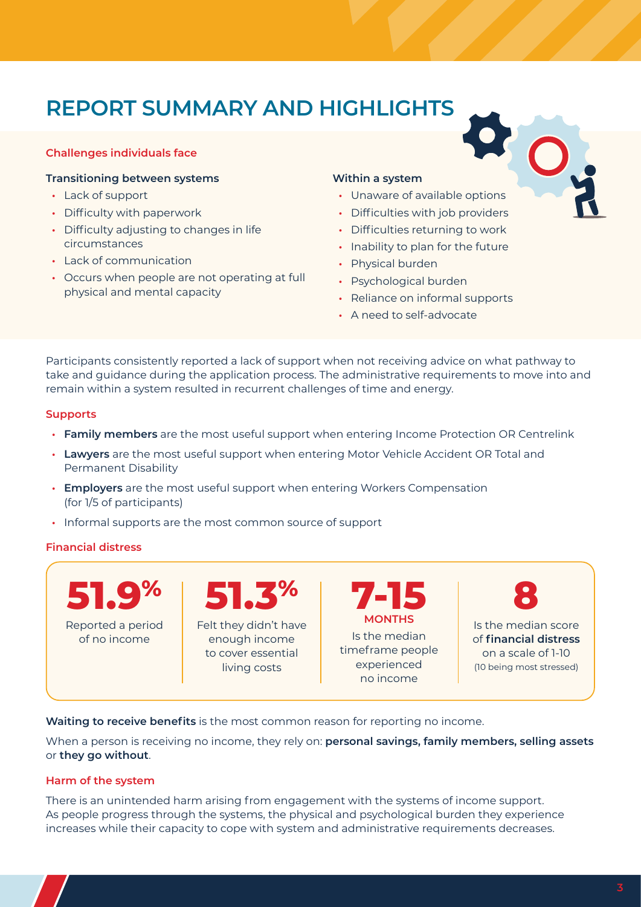# REPORT SUMMARY AND HIGHLIGHTS

### Challenges individuals face

**Transitioning between systems**

- Lack of support
- Difficulty with paperwork
- Difficulty adjusting to changes in life circumstances
- Lack of communication
- Occurs when people are not operating at full physical and mental capacity

**Within a system**

- Unaware of available options
- Difficulties with job providers
- Difficulties returning to work
- Inability to plan for the future
- Physical burden
- Psychological burden
- Reliance on informal supports
- A need to self-advocate

Participants consistently reported a lack of support when not receiving advice on what pathway to take and guidance during the application process. The administrative requirements to move into and remain within a system resulted in recurrent challenges of time and energy.

### Supports

- **Family members** are the most useful support when entering Income Protection OR Centrelink
- **Lawyers** are the most useful support when entering Motor Vehicle Accident OR Total and Permanent Disability
- **Employers** are the most useful support when entering Workers Compensation (for 1/5 of participants)
- Informal supports are the most common source of support

### Financial distress

**51.9%**
Reported a period of no income

**51.3%**
Felt they didn't have enough income to cover essential living costs

**7-15 MONTHS**
Is the median timeframe people experienced no income

**8**
Is the median score of **financial distress** on a scale of 1-10 (10 being most stressed)

**Waiting to receive benefits** is the most common reason for reporting no income.

When a person is receiving no income, they rely on: **personal savings, family members, selling assets** or **they go without**.

### Harm of the system

There is an unintended harm arising from engagement with the systems of income support. As people progress through the systems, the physical and psychological burden they experience increases while their capacity to cope with system and administrative requirements decreases.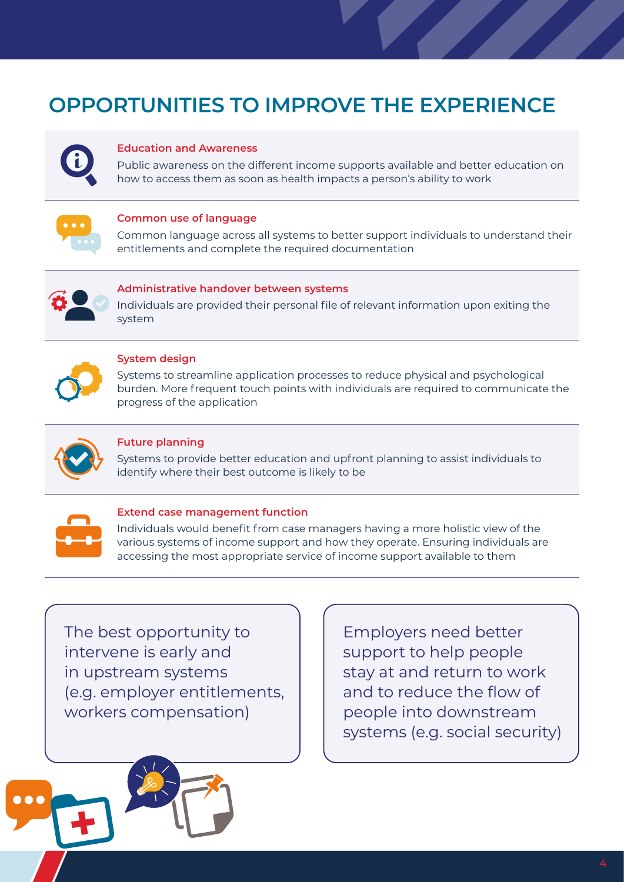# OPPORTUNITIES TO IMPROVE THE EXPERIENCE

### Education and Awareness

Public awareness on the different income supports available and better education on how to access them as soon as health impacts a person's ability to work

### Common use of language

Common language across all systems to better support individuals to understand their entitlements and complete the required documentation

### Administrative handover between systems

Individuals are provided their personal file of relevant information upon exiting the system

### System design

Systems to streamline application processes to reduce physical and psychological burden. More frequent touch points with individuals are required to communicate the progress of the application

### Future planning

Systems to provide better education and upfront planning to assist individuals to identify where their best outcome is likely to be

### Extend case management function

Individuals would benefit from case managers having a more holistic view of the various systems of income support and how they operate. Ensuring individuals are accessing the most appropriate service of income support available to them

The best opportunity to intervene is early and in upstream systems (e.g. employer entitlements, workers compensation)

Employers need better support to help people stay at and return to work and to reduce the flow of people into downstream systems (e.g. social security)